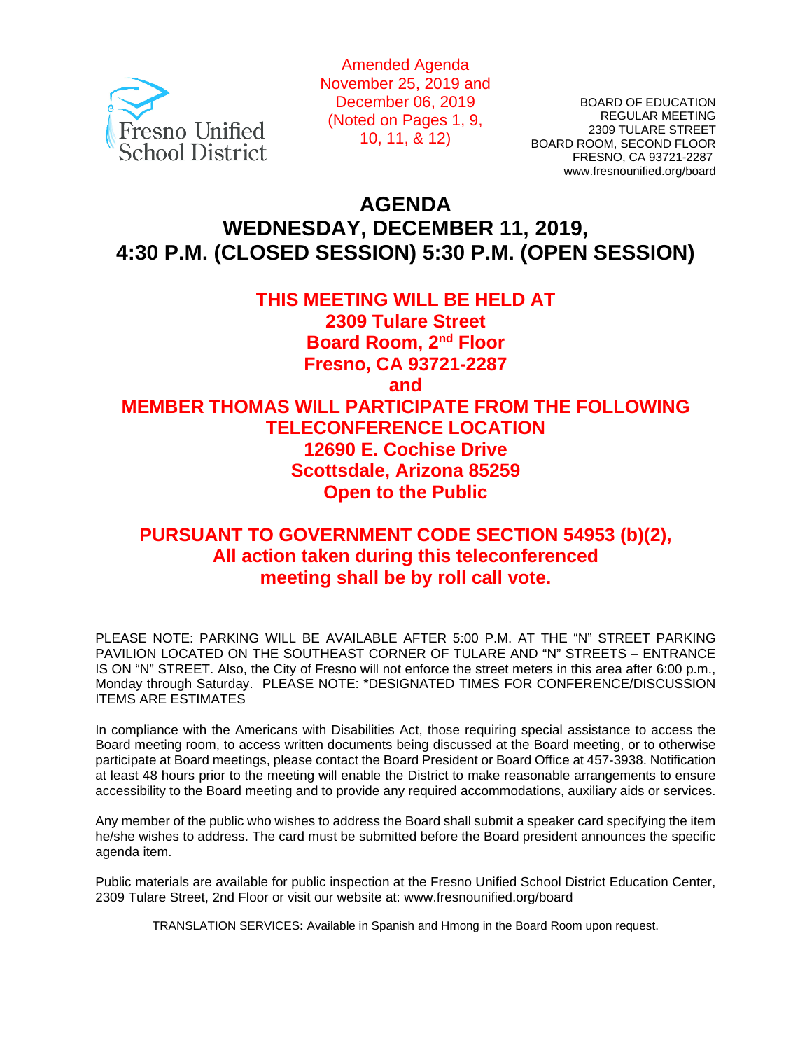Fresno Unified School District

Amended Agenda
November 25, 2019 and
December 06, 2019
(Noted on Pages 1, 9, 10, 11, & 12)

BOARD OF EDUCATION
REGULAR MEETING
2309 TULARE STREET
BOARD ROOM, SECOND FLOOR
FRESNO, CA 93721-2287
www.fresnounified.org/board

# AGENDA
# WEDNESDAY, DECEMBER 11, 2019,
# 4:30 P.M. (CLOSED SESSION) 5:30 P.M. (OPEN SESSION)

**THIS MEETING WILL BE HELD AT**
**2309 Tulare Street**
**Board Room, 2nd Floor**
**Fresno, CA 93721-2287**
**and**
**MEMBER THOMAS WILL PARTICIPATE FROM THE FOLLOWING TELECONFERENCE LOCATION**
**12690 E. Cochise Drive**
**Scottsdale, Arizona 85259**
**Open to the Public**

**PURSUANT TO GOVERNMENT CODE SECTION 54953 (b)(2), All action taken during this teleconferenced meeting shall be by roll call vote.**

PLEASE NOTE: PARKING WILL BE AVAILABLE AFTER 5:00 P.M. AT THE "N" STREET PARKING PAVILION LOCATED ON THE SOUTHEAST CORNER OF TULARE AND "N" STREETS – ENTRANCE IS ON "N" STREET. Also, the City of Fresno will not enforce the street meters in this area after 6:00 p.m., Monday through Saturday. PLEASE NOTE: *DESIGNATED TIMES FOR CONFERENCE/DISCUSSION ITEMS ARE ESTIMATES

In compliance with the Americans with Disabilities Act, those requiring special assistance to access the Board meeting room, to access written documents being discussed at the Board meeting, or to otherwise participate at Board meetings, please contact the Board President or Board Office at 457-3938. Notification at least 48 hours prior to the meeting will enable the District to make reasonable arrangements to ensure accessibility to the Board meeting and to provide any required accommodations, auxiliary aids or services.

Any member of the public who wishes to address the Board shall submit a speaker card specifying the item he/she wishes to address. The card must be submitted before the Board president announces the specific agenda item.

Public materials are available for public inspection at the Fresno Unified School District Education Center, 2309 Tulare Street, 2nd Floor or visit our website at: www.fresnounified.org/board

TRANSLATION SERVICES**:** Available in Spanish and Hmong in the Board Room upon request.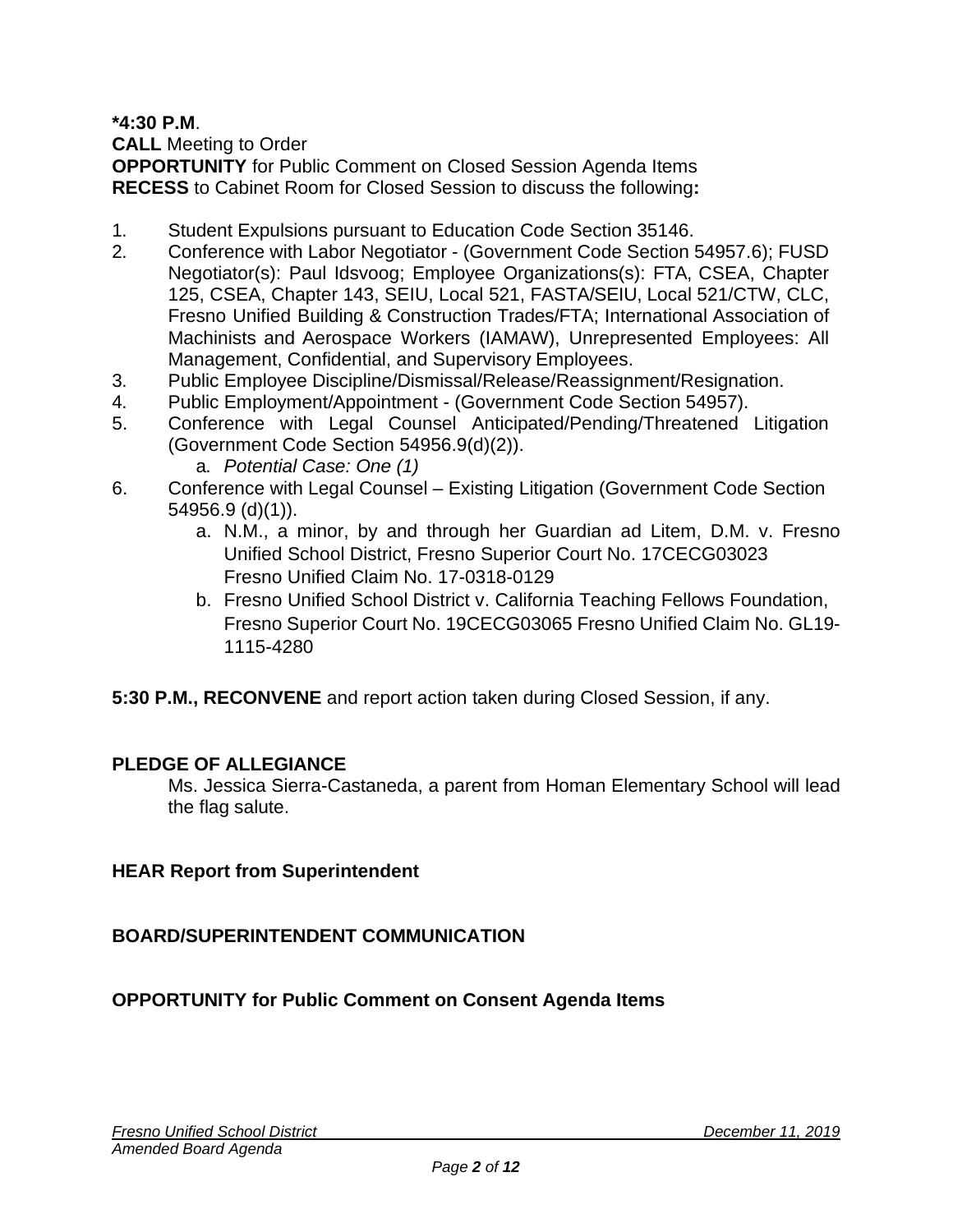**\*4:30 P.M**.
**CALL** Meeting to Order
**OPPORTUNITY** for Public Comment on Closed Session Agenda Items
**RECESS** to Cabinet Room for Closed Session to discuss the following**:**

1. Student Expulsions pursuant to Education Code Section 35146.
2. Conference with Labor Negotiator - (Government Code Section 54957.6); FUSD Negotiator(s): Paul Idsvoog; Employee Organizations(s): FTA, CSEA, Chapter 125, CSEA, Chapter 143, SEIU, Local 521, FASTA/SEIU, Local 521/CTW, CLC, Fresno Unified Building & Construction Trades/FTA; International Association of Machinists and Aerospace Workers (IAMAW), Unrepresented Employees: All Management, Confidential, and Supervisory Employees.
3. Public Employee Discipline/Dismissal/Release/Reassignment/Resignation.
4. Public Employment/Appointment - (Government Code Section 54957).
5. Conference with Legal Counsel Anticipated/Pending/Threatened Litigation (Government Code Section 54956.9(d)(2)).
   a. *Potential Case: One (1)*
6. Conference with Legal Counsel – Existing Litigation (Government Code Section 54956.9 (d)(1)).
   a. N.M., a minor, by and through her Guardian ad Litem, D.M. v. Fresno Unified School District, Fresno Superior Court No. 17CECG03023 Fresno Unified Claim No. 17-0318-0129
   b. Fresno Unified School District v. California Teaching Fellows Foundation, Fresno Superior Court No. 19CECG03065 Fresno Unified Claim No. GL19-1115-4280

**5:30 P.M., RECONVENE** and report action taken during Closed Session, if any.

**PLEDGE OF ALLEGIANCE**

Ms. Jessica Sierra-Castaneda, a parent from Homan Elementary School will lead the flag salute.

**HEAR Report from Superintendent**

**BOARD/SUPERINTENDENT COMMUNICATION**

**OPPORTUNITY for Public Comment on Consent Agenda Items**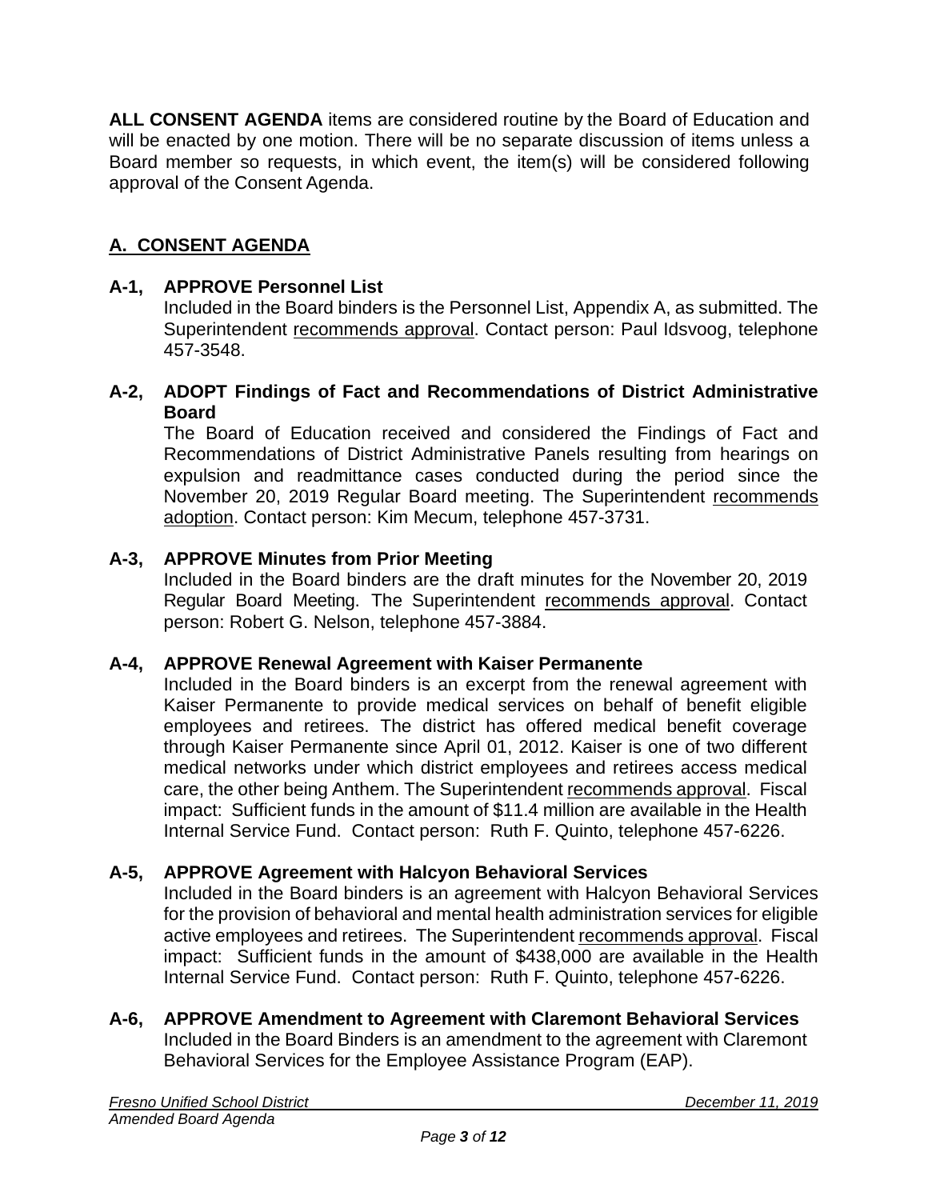**ALL CONSENT AGENDA** items are considered routine by the Board of Education and will be enacted by one motion. There will be no separate discussion of items unless a Board member so requests, in which event, the item(s) will be considered following approval of the Consent Agenda.

## A. CONSENT AGENDA

**A-1, APPROVE Personnel List**

Included in the Board binders is the Personnel List, Appendix A, as submitted. The Superintendent recommends approval. Contact person: Paul Idsvoog, telephone 457-3548.

**A-2, ADOPT Findings of Fact and Recommendations of District Administrative Board**

The Board of Education received and considered the Findings of Fact and Recommendations of District Administrative Panels resulting from hearings on expulsion and readmittance cases conducted during the period since the November 20, 2019 Regular Board meeting. The Superintendent recommends adoption. Contact person: Kim Mecum, telephone 457-3731.

**A-3, APPROVE Minutes from Prior Meeting**

Included in the Board binders are the draft minutes for the November 20, 2019 Regular Board Meeting. The Superintendent recommends approval. Contact person: Robert G. Nelson, telephone 457-3884.

**A-4, APPROVE Renewal Agreement with Kaiser Permanente**

Included in the Board binders is an excerpt from the renewal agreement with Kaiser Permanente to provide medical services on behalf of benefit eligible employees and retirees. The district has offered medical benefit coverage through Kaiser Permanente since April 01, 2012. Kaiser is one of two different medical networks under which district employees and retirees access medical care, the other being Anthem. The Superintendent recommends approval. Fiscal impact: Sufficient funds in the amount of $11.4 million are available in the Health Internal Service Fund. Contact person: Ruth F. Quinto, telephone 457-6226.

**A-5, APPROVE Agreement with Halcyon Behavioral Services**

Included in the Board binders is an agreement with Halcyon Behavioral Services for the provision of behavioral and mental health administration services for eligible active employees and retirees. The Superintendent recommends approval. Fiscal impact: Sufficient funds in the amount of $438,000 are available in the Health Internal Service Fund. Contact person: Ruth F. Quinto, telephone 457-6226.

**A-6, APPROVE Amendment to Agreement with Claremont Behavioral Services**

Included in the Board Binders is an amendment to the agreement with Claremont Behavioral Services for the Employee Assistance Program (EAP).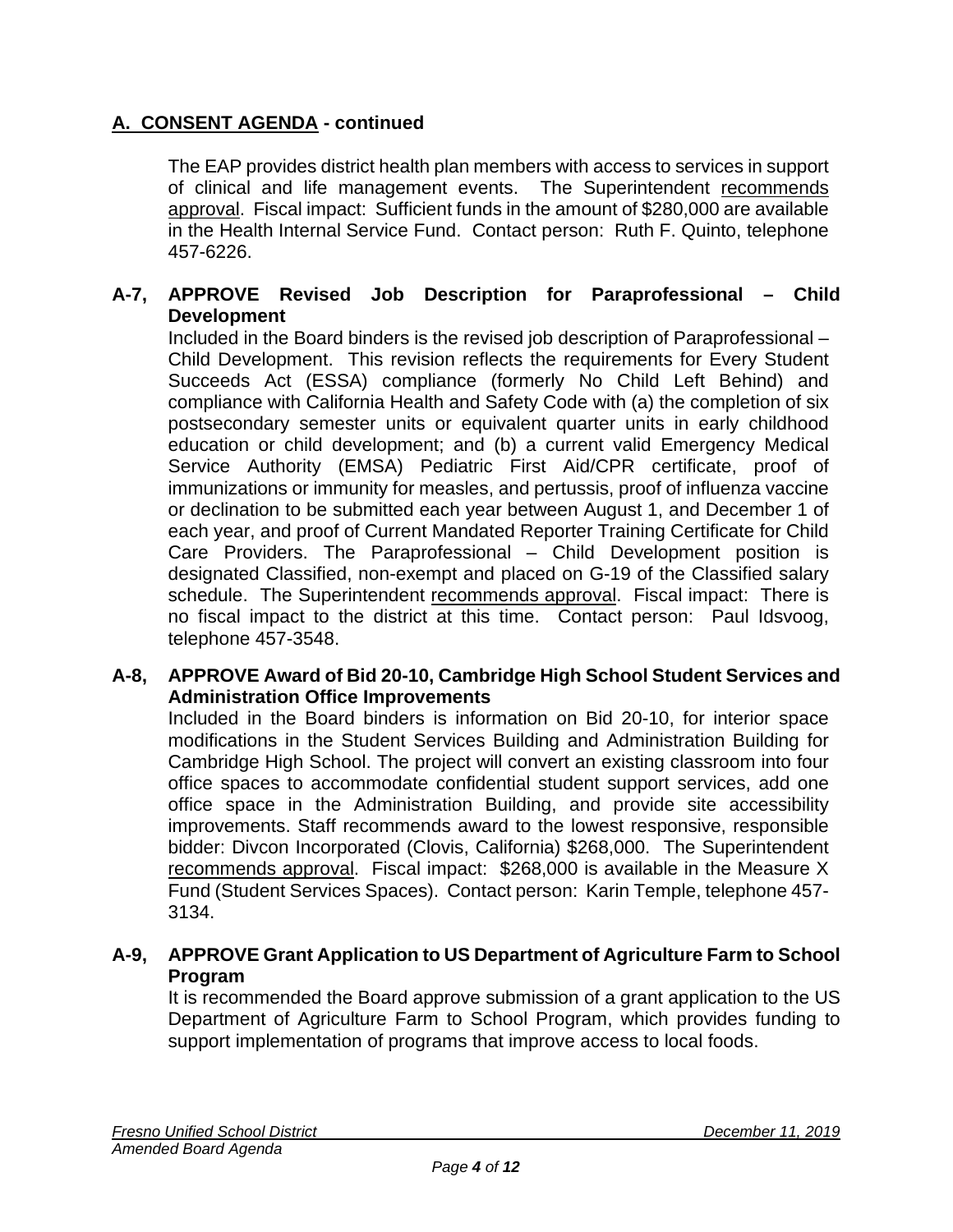## A. CONSENT AGENDA - continued

The EAP provides district health plan members with access to services in support of clinical and life management events. The Superintendent recommends approval. Fiscal impact: Sufficient funds in the amount of $280,000 are available in the Health Internal Service Fund. Contact person: Ruth F. Quinto, telephone 457-6226.

**A-7, APPROVE Revised Job Description for Paraprofessional – Child Development**

Included in the Board binders is the revised job description of Paraprofessional – Child Development. This revision reflects the requirements for Every Student Succeeds Act (ESSA) compliance (formerly No Child Left Behind) and compliance with California Health and Safety Code with (a) the completion of six postsecondary semester units or equivalent quarter units in early childhood education or child development; and (b) a current valid Emergency Medical Service Authority (EMSA) Pediatric First Aid/CPR certificate, proof of immunizations or immunity for measles, and pertussis, proof of influenza vaccine or declination to be submitted each year between August 1, and December 1 of each year, and proof of Current Mandated Reporter Training Certificate for Child Care Providers. The Paraprofessional – Child Development position is designated Classified, non-exempt and placed on G-19 of the Classified salary schedule. The Superintendent recommends approval. Fiscal impact: There is no fiscal impact to the district at this time. Contact person: Paul Idsvoog, telephone 457-3548.

**A-8, APPROVE Award of Bid 20-10, Cambridge High School Student Services and Administration Office Improvements**

Included in the Board binders is information on Bid 20-10, for interior space modifications in the Student Services Building and Administration Building for Cambridge High School. The project will convert an existing classroom into four office spaces to accommodate confidential student support services, add one office space in the Administration Building, and provide site accessibility improvements. Staff recommends award to the lowest responsive, responsible bidder: Divcon Incorporated (Clovis, California) $268,000. The Superintendent recommends approval. Fiscal impact: $268,000 is available in the Measure X Fund (Student Services Spaces). Contact person: Karin Temple, telephone 457-3134.

**A-9, APPROVE Grant Application to US Department of Agriculture Farm to School Program**

It is recommended the Board approve submission of a grant application to the US Department of Agriculture Farm to School Program, which provides funding to support implementation of programs that improve access to local foods.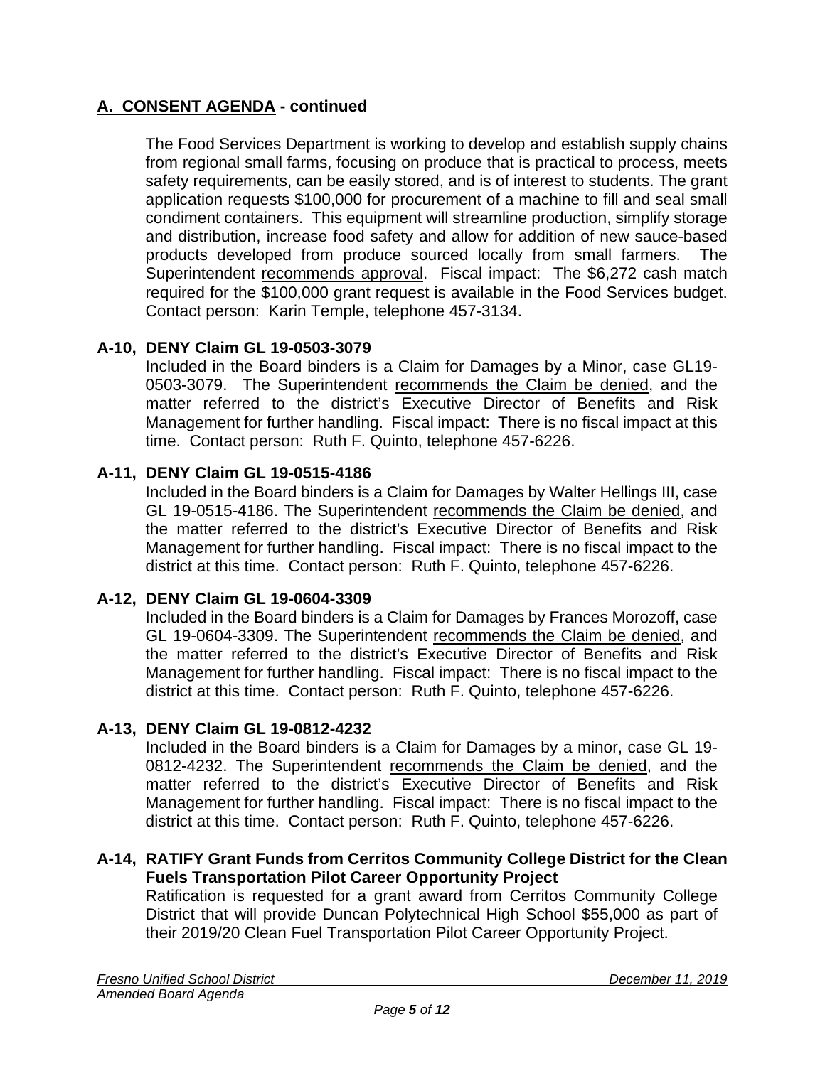## <u>A. CONSENT AGENDA</u> - continued

The Food Services Department is working to develop and establish supply chains from regional small farms, focusing on produce that is practical to process, meets safety requirements, can be easily stored, and is of interest to students. The grant application requests $100,000 for procurement of a machine to fill and seal small condiment containers. This equipment will streamline production, simplify storage and distribution, increase food safety and allow for addition of new sauce-based products developed from produce sourced locally from small farmers. The Superintendent <u>recommends approval</u>. Fiscal impact: The $6,272 cash match required for the $100,000 grant request is available in the Food Services budget. Contact person: Karin Temple, telephone 457-3134.

**A-10, DENY Claim GL 19-0503-3079**

Included in the Board binders is a Claim for Damages by a Minor, case GL19-0503-3079. The Superintendent <u>recommends the Claim be denied</u>, and the matter referred to the district's Executive Director of Benefits and Risk Management for further handling. Fiscal impact: There is no fiscal impact at this time. Contact person: Ruth F. Quinto, telephone 457-6226.

**A-11, DENY Claim GL 19-0515-4186**

Included in the Board binders is a Claim for Damages by Walter Hellings III, case GL 19-0515-4186. The Superintendent <u>recommends the Claim be denied</u>, and the matter referred to the district's Executive Director of Benefits and Risk Management for further handling. Fiscal impact: There is no fiscal impact to the district at this time. Contact person: Ruth F. Quinto, telephone 457-6226.

**A-12, DENY Claim GL 19-0604-3309**

Included in the Board binders is a Claim for Damages by Frances Morozoff, case GL 19-0604-3309. The Superintendent <u>recommends the Claim be denied</u>, and the matter referred to the district's Executive Director of Benefits and Risk Management for further handling. Fiscal impact: There is no fiscal impact to the district at this time. Contact person: Ruth F. Quinto, telephone 457-6226.

**A-13, DENY Claim GL 19-0812-4232**

Included in the Board binders is a Claim for Damages by a minor, case GL 19-0812-4232. The Superintendent <u>recommends the Claim be denied</u>, and the matter referred to the district's Executive Director of Benefits and Risk Management for further handling. Fiscal impact: There is no fiscal impact to the district at this time. Contact person: Ruth F. Quinto, telephone 457-6226.

**A-14, RATIFY Grant Funds from Cerritos Community College District for the Clean Fuels Transportation Pilot Career Opportunity Project**

Ratification is requested for a grant award from Cerritos Community College District that will provide Duncan Polytechnical High School $55,000 as part of their 2019/20 Clean Fuel Transportation Pilot Career Opportunity Project.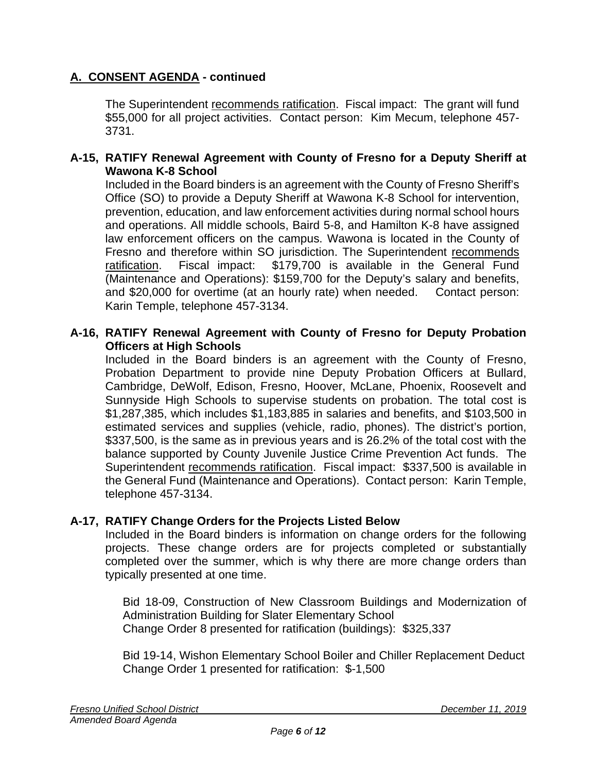## A. CONSENT AGENDA - continued

The Superintendent recommends ratification. Fiscal impact: The grant will fund $55,000 for all project activities. Contact person: Kim Mecum, telephone 457-3731.

**A-15, RATIFY Renewal Agreement with County of Fresno for a Deputy Sheriff at Wawona K-8 School**

Included in the Board binders is an agreement with the County of Fresno Sheriff's Office (SO) to provide a Deputy Sheriff at Wawona K-8 School for intervention, prevention, education, and law enforcement activities during normal school hours and operations. All middle schools, Baird 5-8, and Hamilton K-8 have assigned law enforcement officers on the campus. Wawona is located in the County of Fresno and therefore within SO jurisdiction. The Superintendent recommends ratification. Fiscal impact: $179,700 is available in the General Fund (Maintenance and Operations): $159,700 for the Deputy's salary and benefits, and $20,000 for overtime (at an hourly rate) when needed. Contact person: Karin Temple, telephone 457-3134.

**A-16, RATIFY Renewal Agreement with County of Fresno for Deputy Probation Officers at High Schools**

Included in the Board binders is an agreement with the County of Fresno, Probation Department to provide nine Deputy Probation Officers at Bullard, Cambridge, DeWolf, Edison, Fresno, Hoover, McLane, Phoenix, Roosevelt and Sunnyside High Schools to supervise students on probation. The total cost is $1,287,385, which includes $1,183,885 in salaries and benefits, and $103,500 in estimated services and supplies (vehicle, radio, phones). The district's portion, $337,500, is the same as in previous years and is 26.2% of the total cost with the balance supported by County Juvenile Justice Crime Prevention Act funds. The Superintendent recommends ratification. Fiscal impact: $337,500 is available in the General Fund (Maintenance and Operations). Contact person: Karin Temple, telephone 457-3134.

**A-17, RATIFY Change Orders for the Projects Listed Below**

Included in the Board binders is information on change orders for the following projects. These change orders are for projects completed or substantially completed over the summer, which is why there are more change orders than typically presented at one time.

Bid 18-09, Construction of New Classroom Buildings and Modernization of Administration Building for Slater Elementary School
Change Order 8 presented for ratification (buildings): $325,337

Bid 19-14, Wishon Elementary School Boiler and Chiller Replacement Deduct
Change Order 1 presented for ratification: $-1,500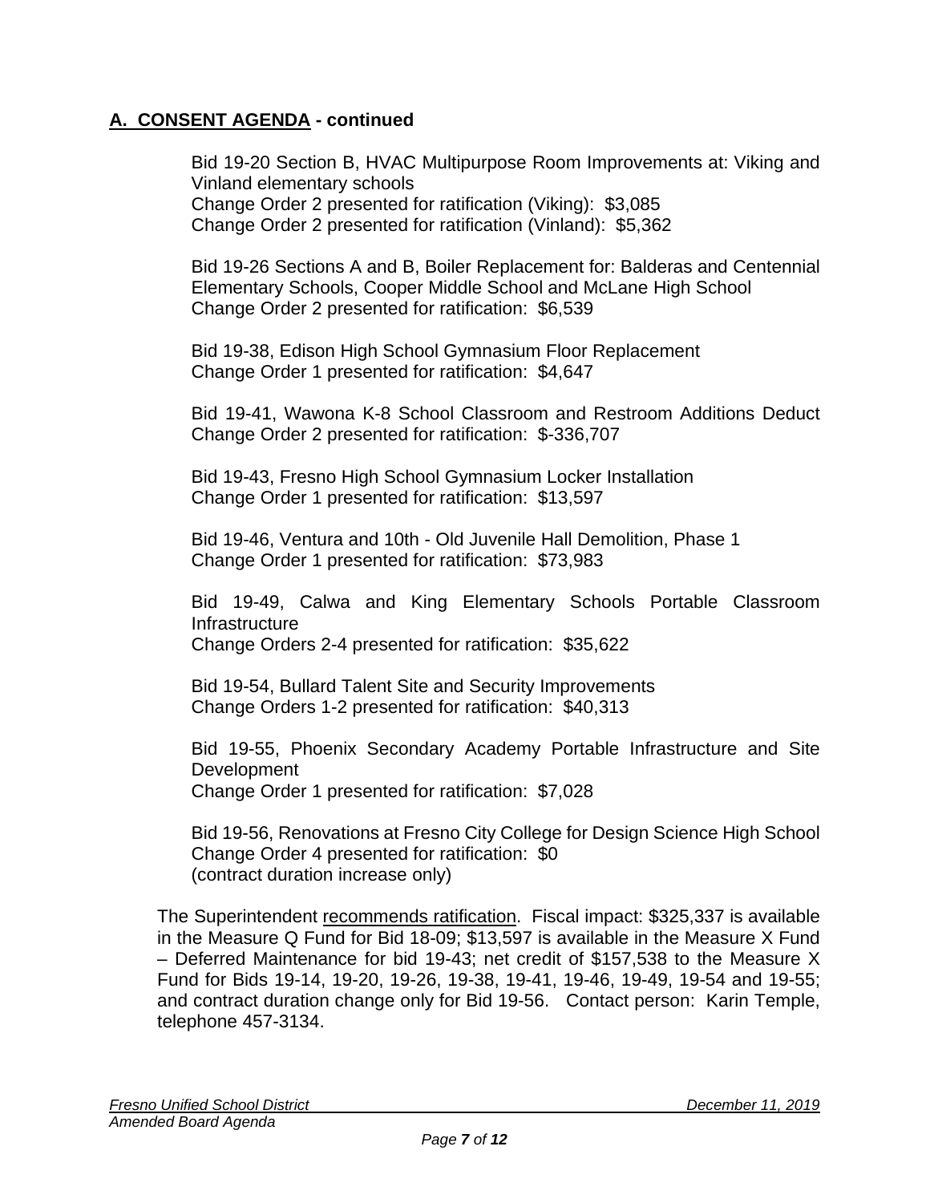## A. CONSENT AGENDA - continued

Bid 19-20 Section B, HVAC Multipurpose Room Improvements at: Viking and Vinland elementary schools
Change Order 2 presented for ratification (Viking): $3,085
Change Order 2 presented for ratification (Vinland): $5,362

Bid 19-26 Sections A and B, Boiler Replacement for: Balderas and Centennial Elementary Schools, Cooper Middle School and McLane High School
Change Order 2 presented for ratification: $6,539

Bid 19-38, Edison High School Gymnasium Floor Replacement
Change Order 1 presented for ratification: $4,647

Bid 19-41, Wawona K-8 School Classroom and Restroom Additions Deduct
Change Order 2 presented for ratification: $-336,707

Bid 19-43, Fresno High School Gymnasium Locker Installation
Change Order 1 presented for ratification: $13,597

Bid 19-46, Ventura and 10th - Old Juvenile Hall Demolition, Phase 1
Change Order 1 presented for ratification: $73,983

Bid 19-49, Calwa and King Elementary Schools Portable Classroom Infrastructure
Change Orders 2-4 presented for ratification: $35,622

Bid 19-54, Bullard Talent Site and Security Improvements
Change Orders 1-2 presented for ratification: $40,313

Bid 19-55, Phoenix Secondary Academy Portable Infrastructure and Site Development
Change Order 1 presented for ratification: $7,028

Bid 19-56, Renovations at Fresno City College for Design Science High School
Change Order 4 presented for ratification: $0
(contract duration increase only)

The Superintendent recommends ratification. Fiscal impact: $325,337 is available in the Measure Q Fund for Bid 18-09; $13,597 is available in the Measure X Fund – Deferred Maintenance for bid 19-43; net credit of $157,538 to the Measure X Fund for Bids 19-14, 19-20, 19-26, 19-38, 19-41, 19-46, 19-49, 19-54 and 19-55; and contract duration change only for Bid 19-56. Contact person: Karin Temple, telephone 457-3134.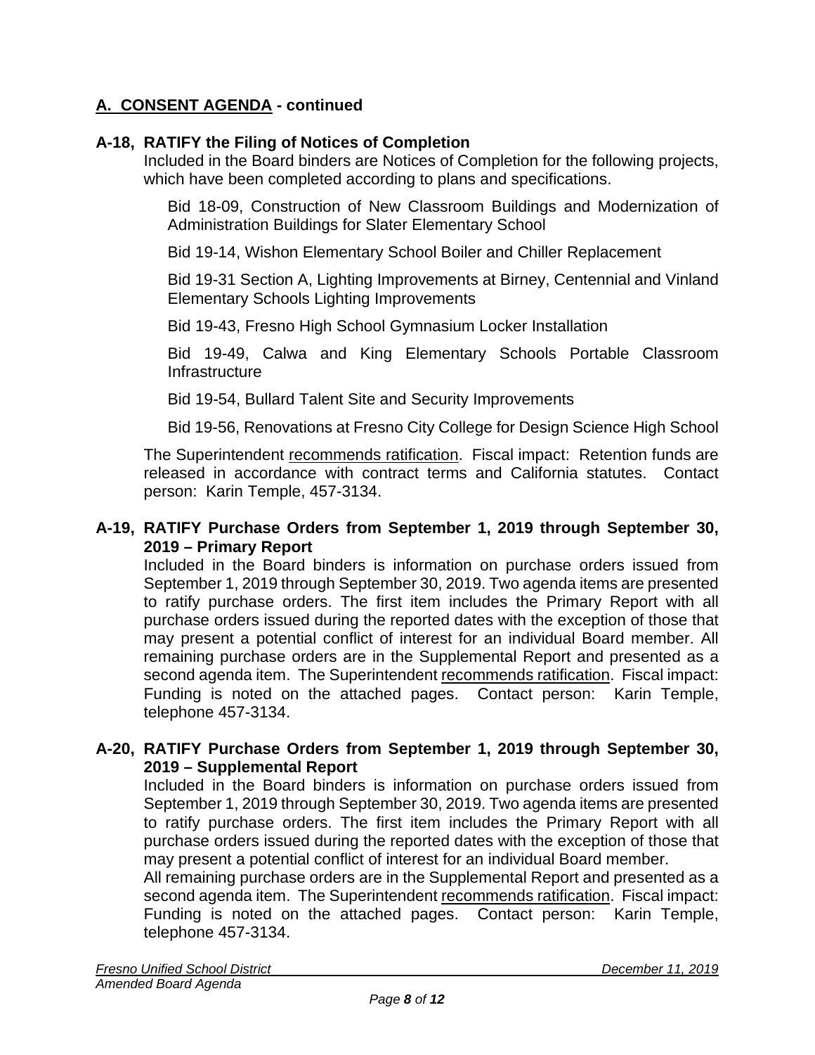## A. CONSENT AGENDA - continued

### A-18, RATIFY the Filing of Notices of Completion

Included in the Board binders are Notices of Completion for the following projects, which have been completed according to plans and specifications.

Bid 18-09, Construction of New Classroom Buildings and Modernization of Administration Buildings for Slater Elementary School

Bid 19-14, Wishon Elementary School Boiler and Chiller Replacement

Bid 19-31 Section A, Lighting Improvements at Birney, Centennial and Vinland Elementary Schools Lighting Improvements

Bid 19-43, Fresno High School Gymnasium Locker Installation

Bid 19-49, Calwa and King Elementary Schools Portable Classroom Infrastructure

Bid 19-54, Bullard Talent Site and Security Improvements

Bid 19-56, Renovations at Fresno City College for Design Science High School

The Superintendent recommends ratification. Fiscal impact: Retention funds are released in accordance with contract terms and California statutes. Contact person: Karin Temple, 457-3134.

### A-19, RATIFY Purchase Orders from September 1, 2019 through September 30, 2019 – Primary Report

Included in the Board binders is information on purchase orders issued from September 1, 2019 through September 30, 2019. Two agenda items are presented to ratify purchase orders. The first item includes the Primary Report with all purchase orders issued during the reported dates with the exception of those that may present a potential conflict of interest for an individual Board member. All remaining purchase orders are in the Supplemental Report and presented as a second agenda item. The Superintendent recommends ratification. Fiscal impact: Funding is noted on the attached pages. Contact person: Karin Temple, telephone 457-3134.

### A-20, RATIFY Purchase Orders from September 1, 2019 through September 30, 2019 – Supplemental Report

Included in the Board binders is information on purchase orders issued from September 1, 2019 through September 30, 2019. Two agenda items are presented to ratify purchase orders. The first item includes the Primary Report with all purchase orders issued during the reported dates with the exception of those that may present a potential conflict of interest for an individual Board member.
All remaining purchase orders are in the Supplemental Report and presented as a second agenda item. The Superintendent recommends ratification. Fiscal impact: Funding is noted on the attached pages. Contact person: Karin Temple, telephone 457-3134.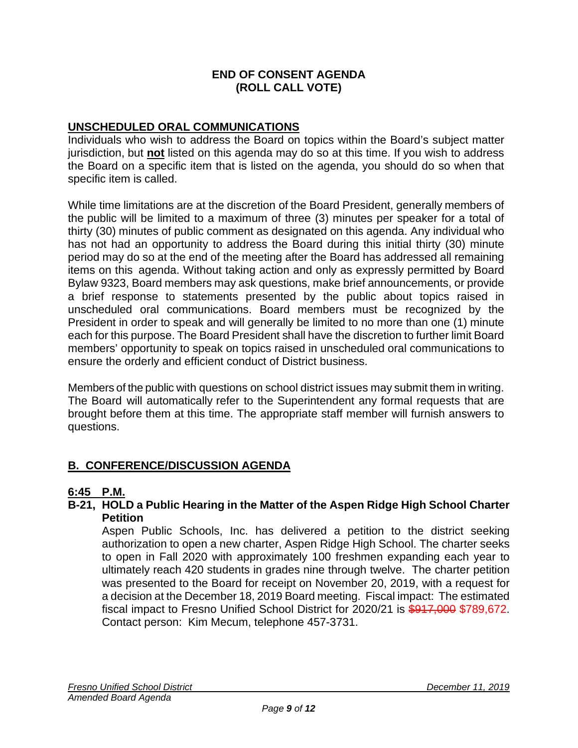**END OF CONSENT AGENDA**
**(ROLL CALL VOTE)**

## UNSCHEDULED ORAL COMMUNICATIONS

Individuals who wish to address the Board on topics within the Board's subject matter jurisdiction, but **not** listed on this agenda may do so at this time. If you wish to address the Board on a specific item that is listed on the agenda, you should do so when that specific item is called.

While time limitations are at the discretion of the Board President, generally members of the public will be limited to a maximum of three (3) minutes per speaker for a total of thirty (30) minutes of public comment as designated on this agenda. Any individual who has not had an opportunity to address the Board during this initial thirty (30) minute period may do so at the end of the meeting after the Board has addressed all remaining items on this agenda. Without taking action and only as expressly permitted by Board Bylaw 9323, Board members may ask questions, make brief announcements, or provide a brief response to statements presented by the public about topics raised in unscheduled oral communications. Board members must be recognized by the President in order to speak and will generally be limited to no more than one (1) minute each for this purpose. The Board President shall have the discretion to further limit Board members' opportunity to speak on topics raised in unscheduled oral communications to ensure the orderly and efficient conduct of District business.

Members of the public with questions on school district issues may submit them in writing. The Board will automatically refer to the Superintendent any formal requests that are brought before them at this time. The appropriate staff member will furnish answers to questions.

## B. CONFERENCE/DISCUSSION AGENDA

**6:45 P.M.**

**B-21, HOLD a Public Hearing in the Matter of the Aspen Ridge High School Charter Petition**

Aspen Public Schools, Inc. has delivered a petition to the district seeking authorization to open a new charter, Aspen Ridge High School. The charter seeks to open in Fall 2020 with approximately 100 freshmen expanding each year to ultimately reach 420 students in grades nine through twelve. The charter petition was presented to the Board for receipt on November 20, 2019, with a request for a decision at the December 18, 2019 Board meeting. Fiscal impact: The estimated fiscal impact to Fresno Unified School District for 2020/21 is ~~$917,000~~ $789,672. Contact person: Kim Mecum, telephone 457-3731.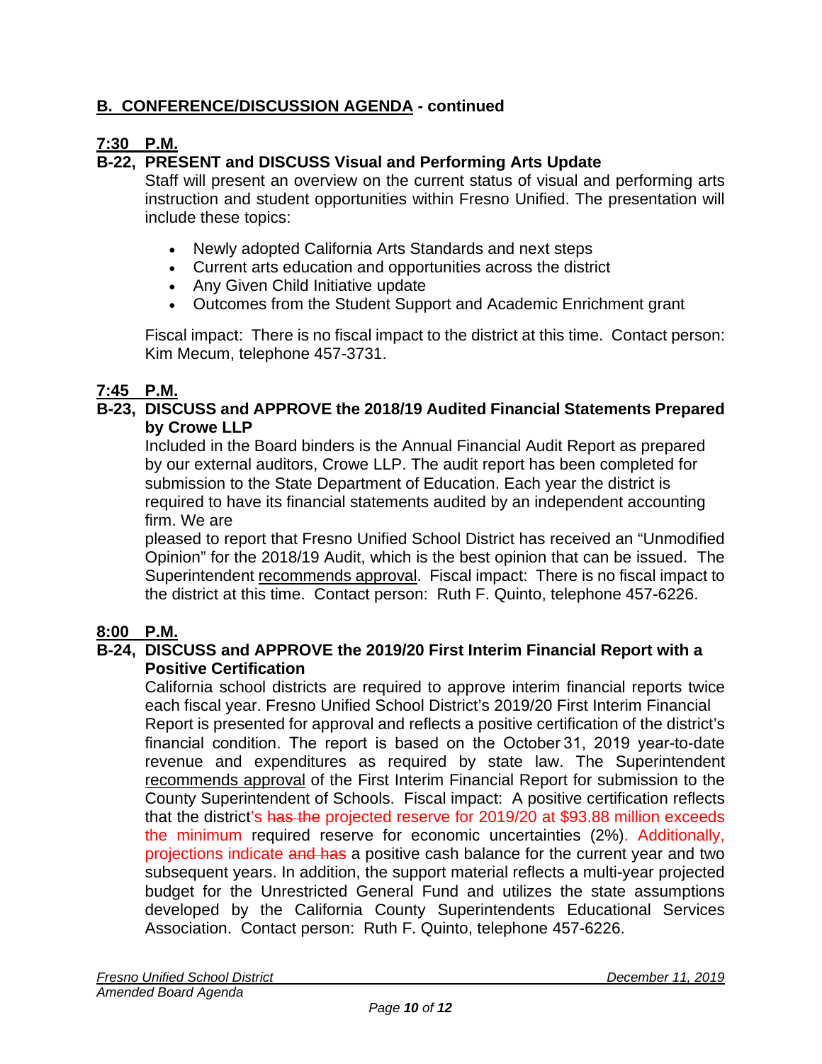## B. CONFERENCE/DISCUSSION AGENDA - continued

**7:30 P.M.**

**B-22, PRESENT and DISCUSS Visual and Performing Arts Update**

Staff will present an overview on the current status of visual and performing arts instruction and student opportunities within Fresno Unified. The presentation will include these topics:

- Newly adopted California Arts Standards and next steps
- Current arts education and opportunities across the district
- Any Given Child Initiative update
- Outcomes from the Student Support and Academic Enrichment grant

Fiscal impact: There is no fiscal impact to the district at this time. Contact person: Kim Mecum, telephone 457-3731.

**7:45 P.M.**

**B-23, DISCUSS and APPROVE the 2018/19 Audited Financial Statements Prepared by Crowe LLP**

Included in the Board binders is the Annual Financial Audit Report as prepared by our external auditors, Crowe LLP. The audit report has been completed for submission to the State Department of Education. Each year the district is required to have its financial statements audited by an independent accounting firm. We are pleased to report that Fresno Unified School District has received an "Unmodified Opinion" for the 2018/19 Audit, which is the best opinion that can be issued. The Superintendent recommends approval. Fiscal impact: There is no fiscal impact to the district at this time. Contact person: Ruth F. Quinto, telephone 457-6226.

**8:00 P.M.**

**B-24, DISCUSS and APPROVE the 2019/20 First Interim Financial Report with a Positive Certification**

California school districts are required to approve interim financial reports twice each fiscal year. Fresno Unified School District's 2019/20 First Interim Financial Report is presented for approval and reflects a positive certification of the district's financial condition. The report is based on the October 31, 2019 year-to-date revenue and expenditures as required by state law. The Superintendent recommends approval of the First Interim Financial Report for submission to the County Superintendent of Schools. Fiscal impact: A positive certification reflects that the district's ~~has the~~ projected reserve for 2019/20 at $93.88 million exceeds the minimum required reserve for economic uncertainties (2%). Additionally, projections indicate ~~and has~~ a positive cash balance for the current year and two subsequent years. In addition, the support material reflects a multi-year projected budget for the Unrestricted General Fund and utilizes the state assumptions developed by the California County Superintendents Educational Services Association. Contact person: Ruth F. Quinto, telephone 457-6226.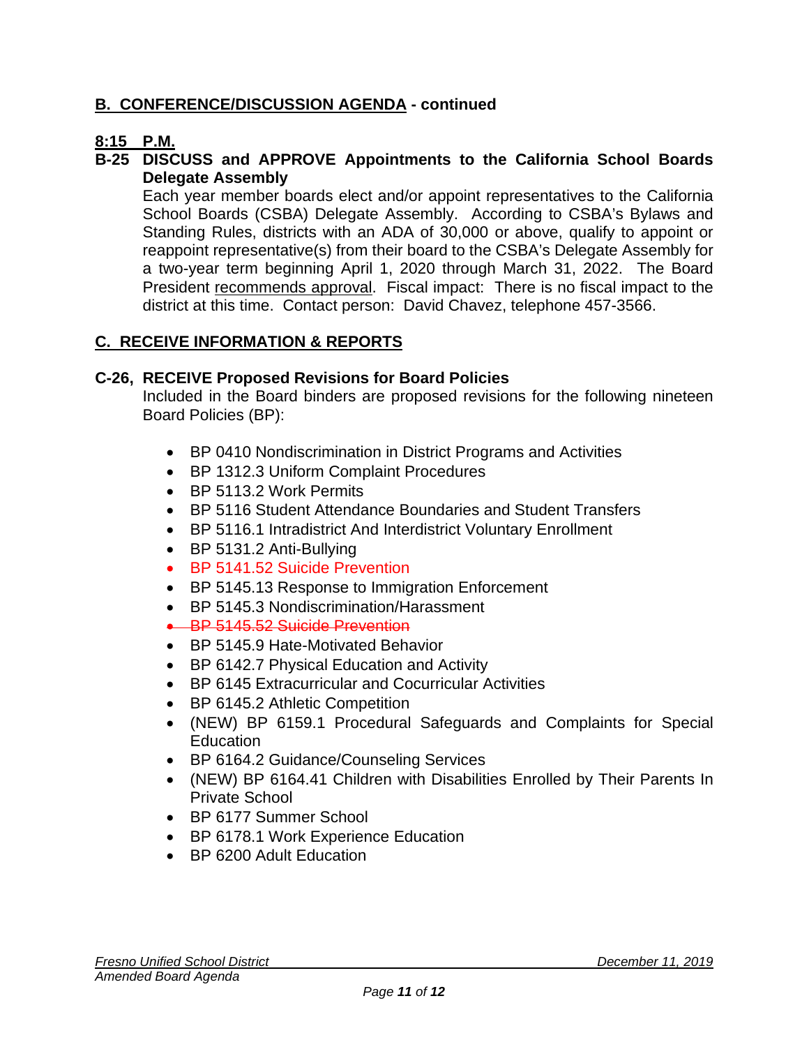## B. CONFERENCE/DISCUSSION AGENDA - continued

**8:15 P.M.**

**B-25 DISCUSS and APPROVE Appointments to the California School Boards Delegate Assembly**

Each year member boards elect and/or appoint representatives to the California School Boards (CSBA) Delegate Assembly. According to CSBA's Bylaws and Standing Rules, districts with an ADA of 30,000 or above, qualify to appoint or reappoint representative(s) from their board to the CSBA's Delegate Assembly for a two-year term beginning April 1, 2020 through March 31, 2022. The Board President recommends approval. Fiscal impact: There is no fiscal impact to the district at this time. Contact person: David Chavez, telephone 457-3566.

## C. RECEIVE INFORMATION & REPORTS

**C-26, RECEIVE Proposed Revisions for Board Policies**

Included in the Board binders are proposed revisions for the following nineteen Board Policies (BP):

- BP 0410 Nondiscrimination in District Programs and Activities
- BP 1312.3 Uniform Complaint Procedures
- BP 5113.2 Work Permits
- BP 5116 Student Attendance Boundaries and Student Transfers
- BP 5116.1 Intradistrict And Interdistrict Voluntary Enrollment
- BP 5131.2 Anti-Bullying
- BP 5141.52 Suicide Prevention
- BP 5145.13 Response to Immigration Enforcement
- BP 5145.3 Nondiscrimination/Harassment
- ~~BP 5145.52 Suicide Prevention~~
- BP 5145.9 Hate-Motivated Behavior
- BP 6142.7 Physical Education and Activity
- BP 6145 Extracurricular and Cocurricular Activities
- BP 6145.2 Athletic Competition
- (NEW) BP 6159.1 Procedural Safeguards and Complaints for Special Education
- BP 6164.2 Guidance/Counseling Services
- (NEW) BP 6164.41 Children with Disabilities Enrolled by Their Parents In Private School
- BP 6177 Summer School
- BP 6178.1 Work Experience Education
- BP 6200 Adult Education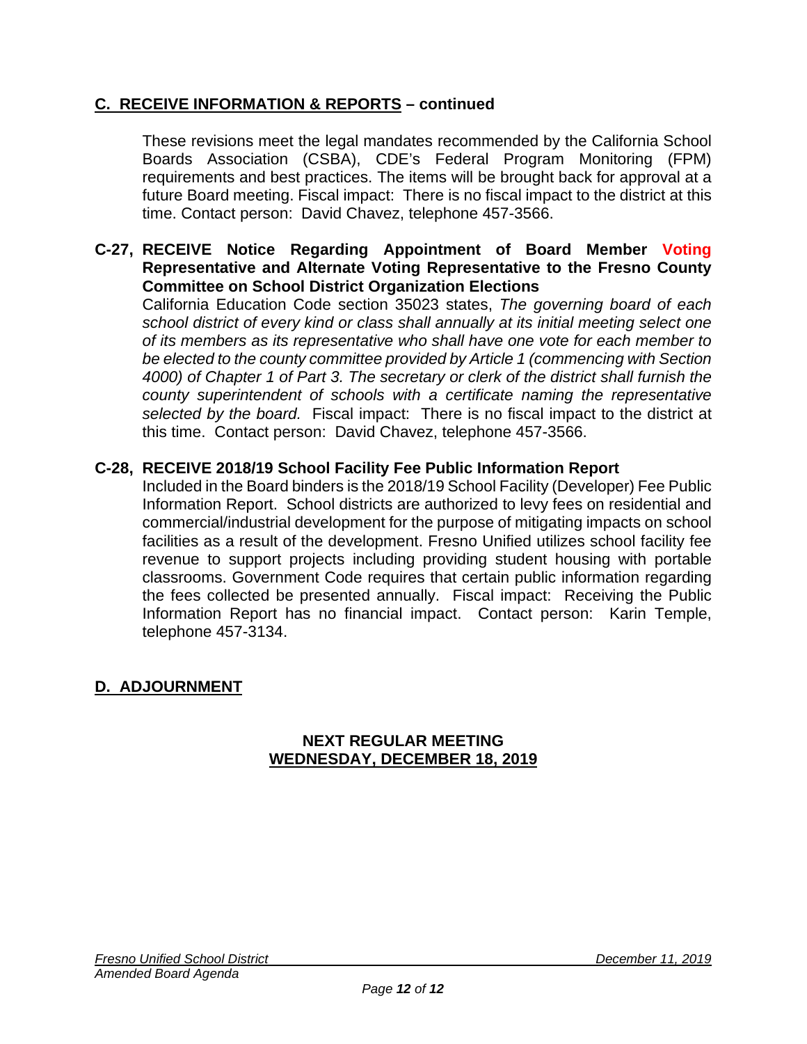## C. RECEIVE INFORMATION & REPORTS – continued

These revisions meet the legal mandates recommended by the California School Boards Association (CSBA), CDE's Federal Program Monitoring (FPM) requirements and best practices. The items will be brought back for approval at a future Board meeting. Fiscal impact: There is no fiscal impact to the district at this time. Contact person: David Chavez, telephone 457-3566.

**C-27, RECEIVE Notice Regarding Appointment of Board Member Voting Representative and Alternate Voting Representative to the Fresno County Committee on School District Organization Elections**

California Education Code section 35023 states, *The governing board of each school district of every kind or class shall annually at its initial meeting select one of its members as its representative who shall have one vote for each member to be elected to the county committee provided by Article 1 (commencing with Section 4000) of Chapter 1 of Part 3. The secretary or clerk of the district shall furnish the county superintendent of schools with a certificate naming the representative selected by the board.* Fiscal impact: There is no fiscal impact to the district at this time. Contact person: David Chavez, telephone 457-3566.

**C-28, RECEIVE 2018/19 School Facility Fee Public Information Report**

Included in the Board binders is the 2018/19 School Facility (Developer) Fee Public Information Report. School districts are authorized to levy fees on residential and commercial/industrial development for the purpose of mitigating impacts on school facilities as a result of the development. Fresno Unified utilizes school facility fee revenue to support projects including providing student housing with portable classrooms. Government Code requires that certain public information regarding the fees collected be presented annually. Fiscal impact: Receiving the Public Information Report has no financial impact. Contact person: Karin Temple, telephone 457-3134.

## D. ADJOURNMENT

**NEXT REGULAR MEETING**
**WEDNESDAY, DECEMBER 18, 2019**